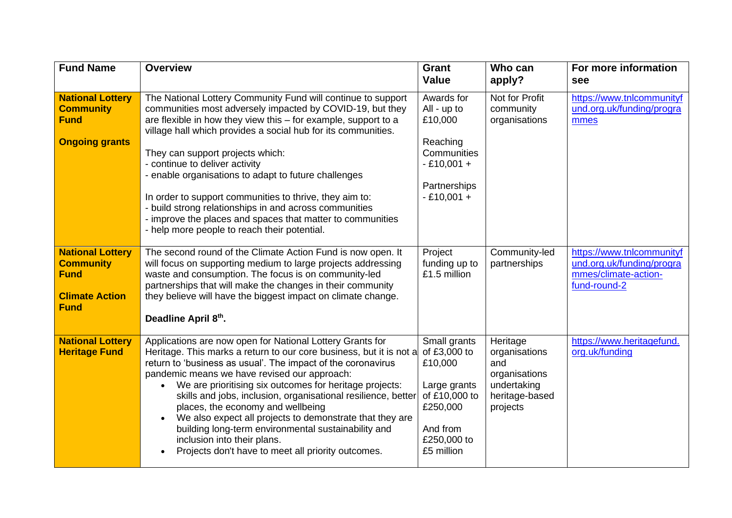| Fund Name | Overview | Grant Value | Who can apply? | For more information see |
|---|---|---|---|---|
| **National Lottery Community Fund**<br><br>**Ongoing grants** | The National Lottery Community Fund will continue to support communities most adversely impacted by COVID-19, but they are flexible in how they view this – for example, support to a village hall which provides a social hub for its communities.<br><br>They can support projects which:<br>- continue to deliver activity<br>- enable organisations to adapt to future challenges<br><br>In order to support communities to thrive, they aim to:<br>- build strong relationships in and across communities<br>- improve the places and spaces that matter to communities<br>- help more people to reach their potential. | Awards for All - up to £10,000<br><br>Reaching Communities - £10,001 +<br><br>Partnerships - £10,001 + | Not for Profit community organisations | https://www.tnlcommunityfund.org.uk/funding/programmes |
| **National Lottery Community Fund**<br><br>**Climate Action Fund** | The second round of the Climate Action Fund is now open. It will focus on supporting medium to large projects addressing waste and consumption. The focus is on community-led partnerships that will make the changes in their community they believe will have the biggest impact on climate change.<br><br>**Deadline April 8th.** | Project funding up to £1.5 million | Community-led partnerships | https://www.tnlcommunityfund.org.uk/funding/programmes/climate-action-fund-round-2 |
| **National Lottery Heritage Fund** | Applications are now open for National Lottery Grants for Heritage. This marks a return to our core business, but it is not a return to 'business as usual'. The impact of the coronavirus pandemic means we have revised our approach:<br>• We are prioritising six outcomes for heritage projects: skills and jobs, inclusion, organisational resilience, better places, the economy and wellbeing<br>• We also expect all projects to demonstrate that they are building long-term environmental sustainability and inclusion into their plans.<br>• Projects don't have to meet all priority outcomes. | Small grants of £3,000 to £10,000<br><br>Large grants of £10,000 to £250,000<br><br>And from £250,000 to £5 million | Heritage organisations and organisations undertaking heritage-based projects | https://www.heritagefund.org.uk/funding |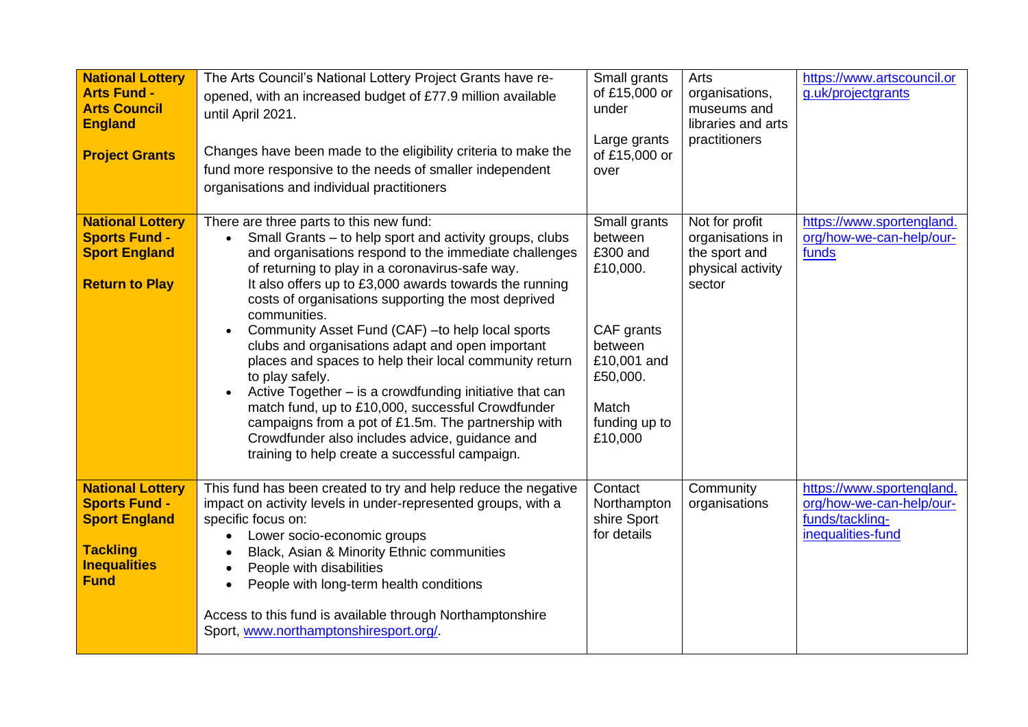| | | | | |
|---|---|---|---|---|
| **National Lottery Arts Fund - Arts Council England**<br><br>**Project Grants** | The Arts Council's National Lottery Project Grants have re-opened, with an increased budget of £77.9 million available until April 2021.<br><br>Changes have been made to the eligibility criteria to make the fund more responsive to the needs of smaller independent organisations and individual practitioners | Small grants of £15,000 or under<br><br>Large grants of £15,000 or over | Arts organisations, museums and libraries and arts practitioners | https://www.artscouncil.org.uk/projectgrants |
| **National Lottery Sports Fund - Sport England**<br><br>**Return to Play** | There are three parts to this new fund:<br>• Small Grants – to help sport and activity groups, clubs and organisations respond to the immediate challenges of returning to play in a coronavirus-safe way.<br>It also offers up to £3,000 awards towards the running costs of organisations supporting the most deprived communities.<br>• Community Asset Fund (CAF) –to help local sports clubs and organisations adapt and open important places and spaces to help their local community return to play safely.<br>• Active Together – is a crowdfunding initiative that can match fund, up to £10,000, successful Crowdfunder campaigns from a pot of £1.5m. The partnership with Crowdfunder also includes advice, guidance and training to help create a successful campaign. | Small grants between £300 and £10,000.<br><br>CAF grants between £10,001 and £50,000.<br><br>Match funding up to £10,000 | Not for profit organisations in the sport and physical activity sector | https://www.sportengland.org/how-we-can-help/our-funds |
| **National Lottery Sports Fund - Sport England**<br><br>**Tackling Inequalities Fund** | This fund has been created to try and help reduce the negative impact on activity levels in under-represented groups, with a specific focus on:<br>• Lower socio-economic groups<br>• Black, Asian & Minority Ethnic communities<br>• People with disabilities<br>• People with long-term health conditions<br><br>Access to this fund is available through Northamptonshire Sport, www.northamptonshiresport.org/. | Contact Northamptonshire Sport for details | Community organisations | https://www.sportengland.org/how-we-can-help/our-funds/tackling-inequalities-fund |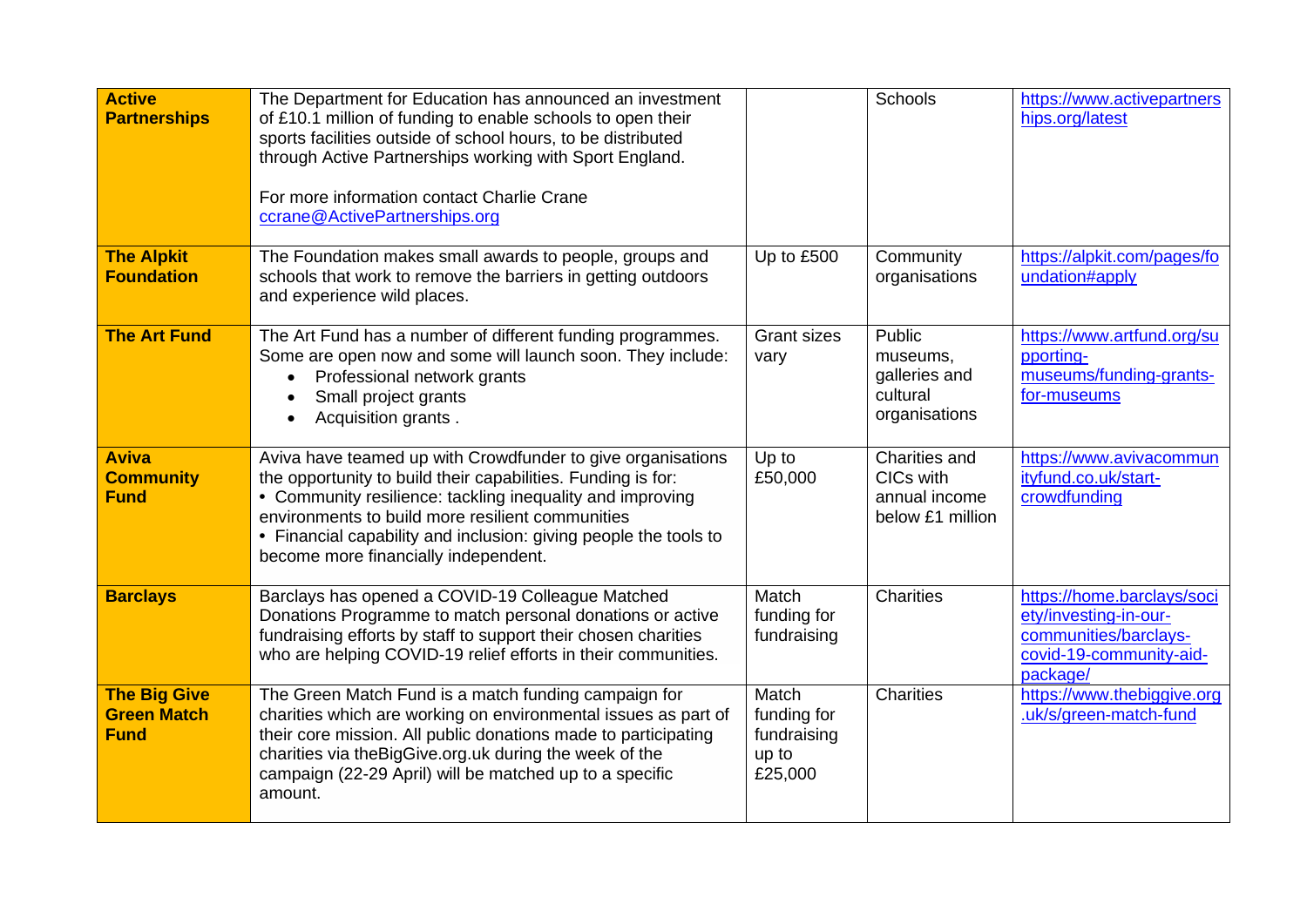| **Active Partnerships** | The Department for Education has announced an investment of £10.1 million of funding to enable schools to open their sports facilities outside of school hours, to be distributed through Active Partnerships working with Sport England.<br><br>For more information contact Charlie Crane ccrane@ActivePartnerships.org | | Schools | https://www.activepartnerships.org/latest |
|---|---|---|---|---|
| **The Alpkit Foundation** | The Foundation makes small awards to people, groups and schools that work to remove the barriers in getting outdoors and experience wild places. | Up to £500 | Community organisations | https://alpkit.com/pages/foundation#apply |
| **The Art Fund** | The Art Fund has a number of different funding programmes. Some are open now and some will launch soon. They include:<br>• Professional network grants<br>• Small project grants<br>• Acquisition grants . | Grant sizes vary | Public museums, galleries and cultural organisations | https://www.artfund.org/supporting-museums/funding-grants-for-museums |
| **Aviva Community Fund** | Aviva have teamed up with Crowdfunder to give organisations the opportunity to build their capabilities. Funding is for:<br>• Community resilience: tackling inequality and improving environments to build more resilient communities<br>• Financial capability and inclusion: giving people the tools to become more financially independent. | Up to £50,000 | Charities and CICs with annual income below £1 million | https://www.avivacommunityfund.co.uk/start-crowdfunding |
| **Barclays** | Barclays has opened a COVID-19 Colleague Matched Donations Programme to match personal donations or active fundraising efforts by staff to support their chosen charities who are helping COVID-19 relief efforts in their communities. | Match funding for fundraising | Charities | https://home.barclays/society/investing-in-our-communities/barclays-covid-19-community-aid-package/ |
| **The Big Give Green Match Fund** | The Green Match Fund is a match funding campaign for charities which are working on environmental issues as part of their core mission. All public donations made to participating charities via theBigGive.org.uk during the week of the campaign (22-29 April) will be matched up to a specific amount. | Match funding for fundraising up to £25,000 | Charities | https://www.thebiggive.org.uk/s/green-match-fund |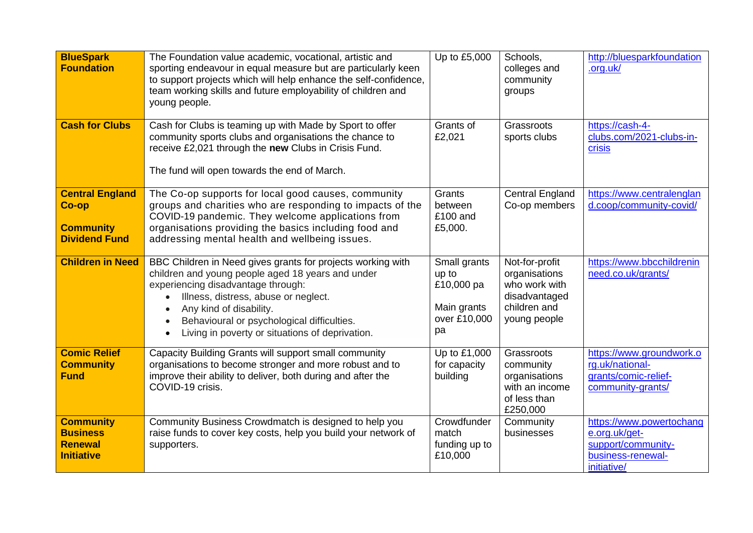| **BlueSpark Foundation** | The Foundation value academic, vocational, artistic and sporting endeavour in equal measure but are particularly keen to support projects which will help enhance the self-confidence, team working skills and future employability of children and young people. | Up to £5,000 | Schools, colleges and community groups | http://bluesparkfoundation.org.uk/ |
|---|---|---|---|---|
| **Cash for Clubs** | Cash for Clubs is teaming up with Made by Sport to offer community sports clubs and organisations the chance to receive £2,021 through the **new** Clubs in Crisis Fund.<br><br>The fund will open towards the end of March. | Grants of £2,021 | Grassroots sports clubs | https://cash-4-clubs.com/2021-clubs-in-crisis |
| **Central England Co-op**<br><br>**Community Dividend Fund** | The Co-op supports for local good causes, community groups and charities who are responding to impacts of the COVID-19 pandemic. They welcome applications from organisations providing the basics including food and addressing mental health and wellbeing issues. | Grants between £100 and £5,000. | Central England Co-op members | https://www.centralengland.coop/community-covid/ |
| **Children in Need** | BBC Children in Need gives grants for projects working with children and young people aged 18 years and under experiencing disadvantage through:<br>• Illness, distress, abuse or neglect.<br>• Any kind of disability.<br>• Behavioural or psychological difficulties.<br>• Living in poverty or situations of deprivation. | Small grants up to £10,000 pa<br><br>Main grants over £10,000 pa | Not-for-profit organisations who work with disadvantaged children and young people | https://www.bbcchildreninneed.co.uk/grants/ |
| **Comic Relief Community Fund** | Capacity Building Grants will support small community organisations to become stronger and more robust and to improve their ability to deliver, both during and after the COVID-19 crisis. | Up to £1,000 for capacity building | Grassroots community organisations with an income of less than £250,000 | https://www.groundwork.org.uk/national-grants/comic-relief-community-grants/ |
| **Community Business Renewal Initiative** | Community Business Crowdmatch is designed to help you raise funds to cover key costs, help you build your network of supporters. | Crowdfunder match funding up to £10,000 | Community businesses | https://www.powertochange.org.uk/get-support/community-business-renewal-initiative/ |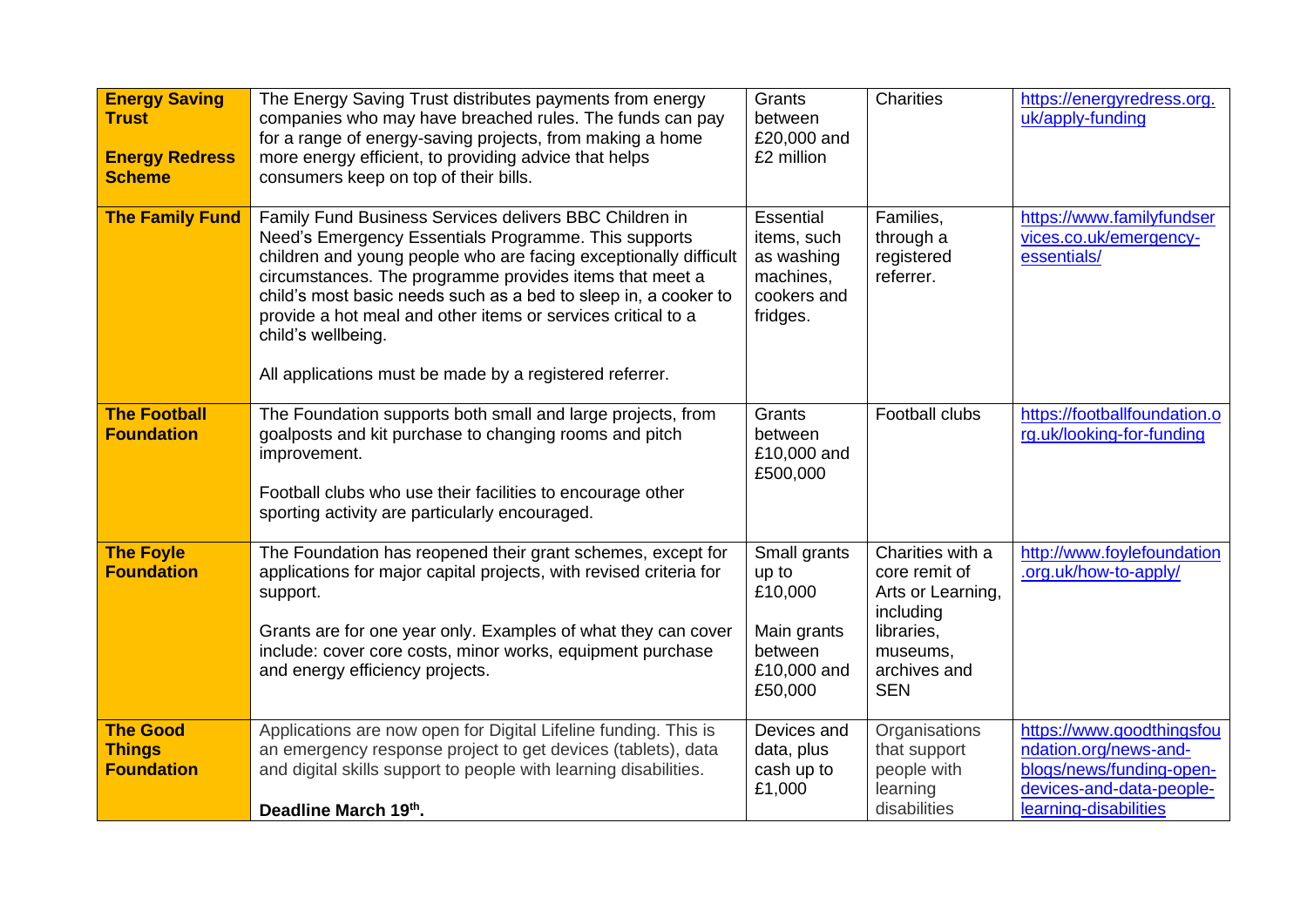| **Energy Saving Trust**<br><br>**Energy Redress Scheme** | The Energy Saving Trust distributes payments from energy companies who may have breached rules. The funds can pay for a range of energy-saving projects, from making a home more energy efficient, to providing advice that helps consumers keep on top of their bills. | Grants between £20,000 and £2 million | Charities | https://energyredress.org.uk/apply-funding |
|---|---|---|---|---|
| **The Family Fund** | Family Fund Business Services delivers BBC Children in Need's Emergency Essentials Programme. This supports children and young people who are facing exceptionally difficult circumstances. The programme provides items that meet a child's most basic needs such as a bed to sleep in, a cooker to provide a hot meal and other items or services critical to a child's wellbeing.<br><br>All applications must be made by a registered referrer. | Essential items, such as washing machines, cookers and fridges. | Families, through a registered referrer. | https://www.familyfundservices.co.uk/emergency-essentials/ |
| **The Football Foundation** | The Foundation supports both small and large projects, from goalposts and kit purchase to changing rooms and pitch improvement.<br><br>Football clubs who use their facilities to encourage other sporting activity are particularly encouraged. | Grants between £10,000 and £500,000 | Football clubs | https://footballfoundation.org.uk/looking-for-funding |
| **The Foyle Foundation** | The Foundation has reopened their grant schemes, except for applications for major capital projects, with revised criteria for support.<br><br>Grants are for one year only. Examples of what they can cover include: cover core costs, minor works, equipment purchase and energy efficiency projects. | Small grants up to £10,000<br><br>Main grants between £10,000 and £50,000 | Charities with a core remit of Arts or Learning, including libraries, museums, archives and SEN | http://www.foylefoundation.org.uk/how-to-apply/ |
| **The Good Things Foundation** | Applications are now open for Digital Lifeline funding. This is an emergency response project to get devices (tablets), data and digital skills support to people with learning disabilities.<br><br>**Deadline March 19th.** | Devices and data, plus cash up to £1,000 | Organisations that support people with learning disabilities | https://www.goodthingsfoundation.org/news-and-blogs/news/funding-open-devices-and-data-people-learning-disabilities |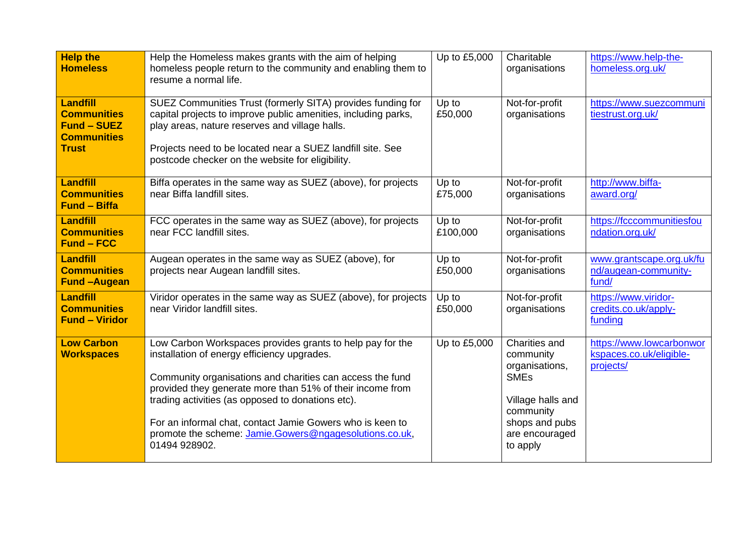| **Help the Homeless** | Help the Homeless makes grants with the aim of helping homeless people return to the community and enabling them to resume a normal life. | Up to £5,000 | Charitable organisations | https://www.help-the-homeless.org.uk/ |
|---|---|---|---|---|
| **Landfill Communities Fund – SUEZ Communities Trust** | SUEZ Communities Trust (formerly SITA) provides funding for capital projects to improve public amenities, including parks, play areas, nature reserves and village halls.<br><br>Projects need to be located near a SUEZ landfill site. See postcode checker on the website for eligibility. | Up to £50,000 | Not-for-profit organisations | https://www.suezcommunitiestrust.org.uk/ |
| **Landfill Communities Fund – Biffa** | Biffa operates in the same way as SUEZ (above), for projects near Biffa landfill sites. | Up to £75,000 | Not-for-profit organisations | http://www.biffa-award.org/ |
| **Landfill Communities Fund – FCC** | FCC operates in the same way as SUEZ (above), for projects near FCC landfill sites. | Up to £100,000 | Not-for-profit organisations | https://fcccommunitiesfoundation.org.uk/ |
| **Landfill Communities Fund –Augean** | Augean operates in the same way as SUEZ (above), for projects near Augean landfill sites. | Up to £50,000 | Not-for-profit organisations | www.grantscape.org.uk/fund/augean-community-fund/ |
| **Landfill Communities Fund – Viridor** | Viridor operates in the same way as SUEZ (above), for projects near Viridor landfill sites. | Up to £50,000 | Not-for-profit organisations | https://www.viridor-credits.co.uk/apply-funding |
| **Low Carbon Workspaces** | Low Carbon Workspaces provides grants to help pay for the installation of energy efficiency upgrades.<br><br>Community organisations and charities can access the fund provided they generate more than 51% of their income from trading activities (as opposed to donations etc).<br><br>For an informal chat, contact Jamie Gowers who is keen to promote the scheme: Jamie.Gowers@ngagesolutions.co.uk, 01494 928902. | Up to £5,000 | Charities and community organisations, SMEs<br><br>Village halls and community shops and pubs are encouraged to apply | https://www.lowcarbonworkspaces.co.uk/eligible-projects/ |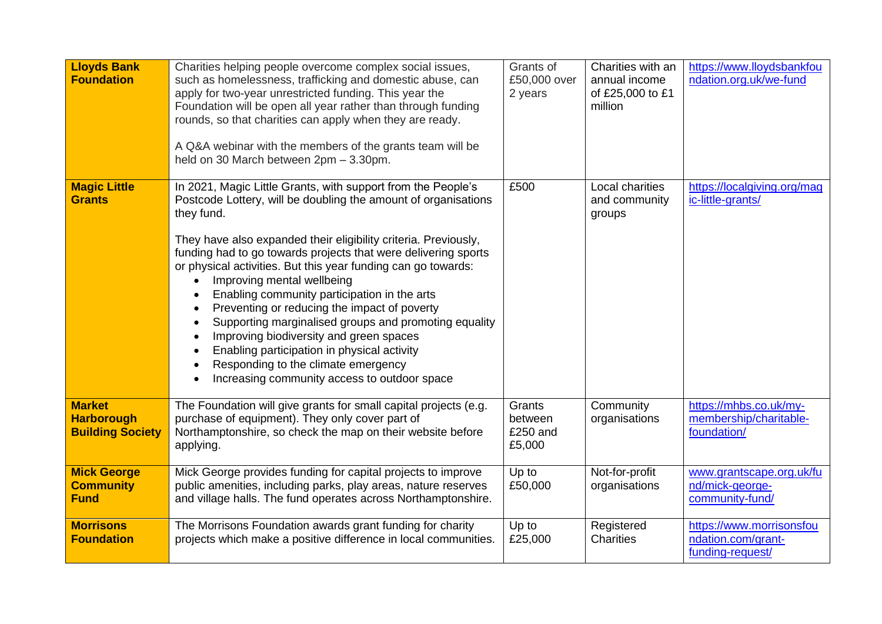| | | | | |
|---|---|---|---|---|
| **Lloyds Bank Foundation** | Charities helping people overcome complex social issues, such as homelessness, trafficking and domestic abuse, can apply for two-year unrestricted funding. This year the Foundation will be open all year rather than through funding rounds, so that charities can apply when they are ready.<br><br>A Q&A webinar with the members of the grants team will be held on 30 March between 2pm – 3.30pm. | Grants of £50,000 over 2 years | Charities with an annual income of £25,000 to £1 million | https://www.lloydsbankfoundation.org.uk/we-fund |
| **Magic Little Grants** | In 2021, Magic Little Grants, with support from the People's Postcode Lottery, will be doubling the amount of organisations they fund.<br><br>They have also expanded their eligibility criteria. Previously, funding had to go towards projects that were delivering sports or physical activities. But this year funding can go towards:<br>• Improving mental wellbeing<br>• Enabling community participation in the arts<br>• Preventing or reducing the impact of poverty<br>• Supporting marginalised groups and promoting equality<br>• Improving biodiversity and green spaces<br>• Enabling participation in physical activity<br>• Responding to the climate emergency<br>• Increasing community access to outdoor space | £500 | Local charities and community groups | https://localgiving.org/magic-little-grants/ |
| **Market Harborough Building Society** | The Foundation will give grants for small capital projects (e.g. purchase of equipment). They only cover part of Northamptonshire, so check the map on their website before applying. | Grants between £250 and £5,000 | Community organisations | https://mhbs.co.uk/my-membership/charitable-foundation/ |
| **Mick George Community Fund** | Mick George provides funding for capital projects to improve public amenities, including parks, play areas, nature reserves and village halls. The fund operates across Northamptonshire. | Up to £50,000 | Not-for-profit organisations | www.grantscape.org.uk/fund/mick-george-community-fund/ |
| **Morrisons Foundation** | The Morrisons Foundation awards grant funding for charity projects which make a positive difference in local communities. | Up to £25,000 | Registered Charities | https://www.morrisonsfoundation.com/grant-funding-request/ |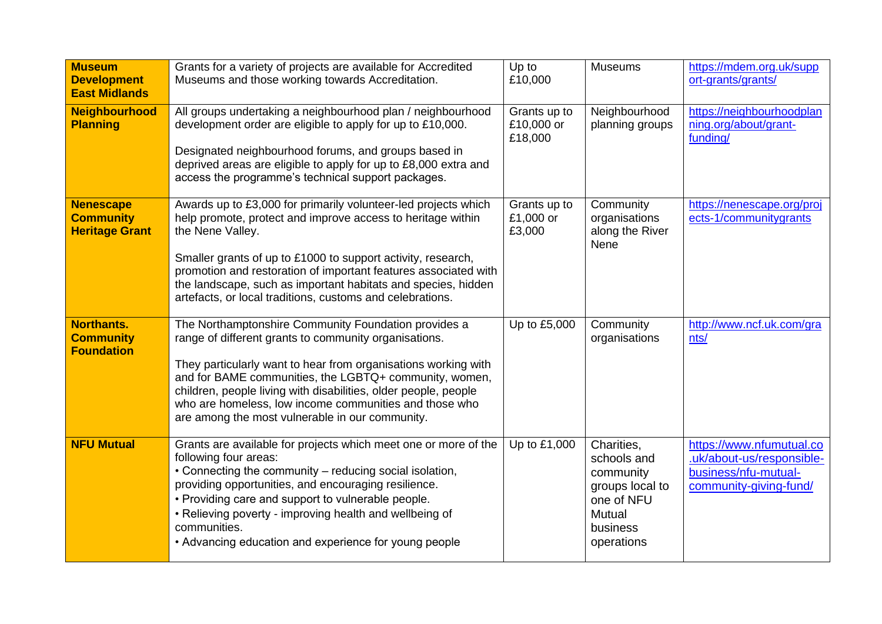| | | | | |
|---|---|---|---|---|
| **Museum Development East Midlands** | Grants for a variety of projects are available for Accredited Museums and those working towards Accreditation. | Up to £10,000 | Museums | https://mdem.org.uk/support-grants/grants/ |
| **Neighbourhood Planning** | All groups undertaking a neighbourhood plan / neighbourhood development order are eligible to apply for up to £10,000.<br><br>Designated neighbourhood forums, and groups based in deprived areas are eligible to apply for up to £8,000 extra and access the programme's technical support packages. | Grants up to £10,000 or £18,000 | Neighbourhood planning groups | https://neighbourhoodplanning.org/about/grant-funding/ |
| **Nenescape Community Heritage Grant** | Awards up to £3,000 for primarily volunteer-led projects which help promote, protect and improve access to heritage within the Nene Valley.<br><br>Smaller grants of up to £1000 to support activity, research, promotion and restoration of important features associated with the landscape, such as important habitats and species, hidden artefacts, or local traditions, customs and celebrations. | Grants up to £1,000 or £3,000 | Community organisations along the River Nene | https://nenescape.org/projects-1/communitygrants |
| **Northants. Community Foundation** | The Northamptonshire Community Foundation provides a range of different grants to community organisations.<br><br>They particularly want to hear from organisations working with and for BAME communities, the LGBTQ+ community, women, children, people living with disabilities, older people, people who are homeless, low income communities and those who are among the most vulnerable in our community. | Up to £5,000 | Community organisations | http://www.ncf.uk.com/grants/ |
| **NFU Mutual** | Grants are available for projects which meet one or more of the following four areas:<br>• Connecting the community – reducing social isolation, providing opportunities, and encouraging resilience.<br>• Providing care and support to vulnerable people.<br>• Relieving poverty - improving health and wellbeing of communities.<br>• Advancing education and experience for young people | Up to £1,000 | Charities, schools and community groups local to one of NFU Mutual business operations | https://www.nfumutual.co.uk/about-us/responsible-business/nfu-mutual-community-giving-fund/ |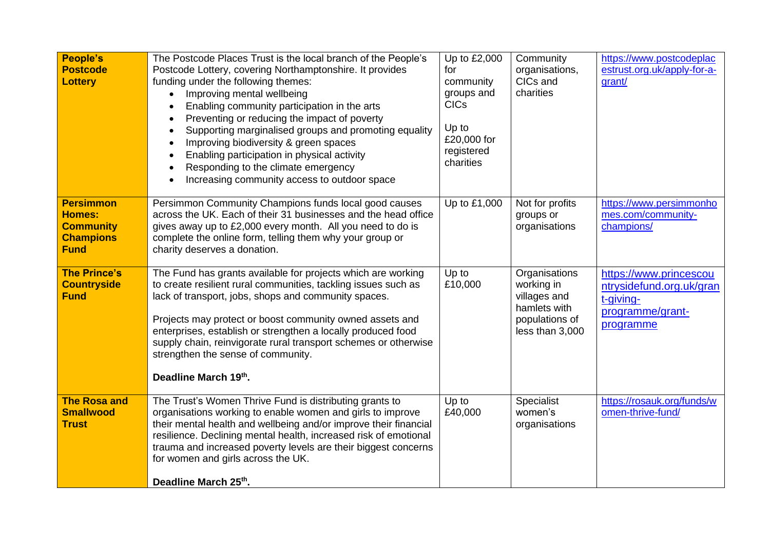| | | | | |
|---|---|---|---|---|
| **People's Postcode Lottery** | The Postcode Places Trust is the local branch of the People's Postcode Lottery, covering Northamptonshire. It provides funding under the following themes:<br>• Improving mental wellbeing<br>• Enabling community participation in the arts<br>• Preventing or reducing the impact of poverty<br>• Supporting marginalised groups and promoting equality<br>• Improving biodiversity & green spaces<br>• Enabling participation in physical activity<br>• Responding to the climate emergency<br>• Increasing community access to outdoor space | Up to £2,000 for community groups and CICs<br><br>Up to £20,000 for registered charities | Community organisations, CICs and charities | https://www.postcodeplacestrust.org.uk/apply-for-a-grant/ |
| **Persimmon Homes: Community Champions Fund** | Persimmon Community Champions funds local good causes across the UK. Each of their 31 businesses and the head office gives away up to £2,000 every month. All you need to do is complete the online form, telling them why your group or charity deserves a donation. | Up to £1,000 | Not for profits groups or organisations | https://www.persimmonhomes.com/community-champions/ |
| **The Prince's Countryside Fund** | The Fund has grants available for projects which are working to create resilient rural communities, tackling issues such as lack of transport, jobs, shops and community spaces.<br><br>Projects may protect or boost community owned assets and enterprises, establish or strengthen a locally produced food supply chain, reinvigorate rural transport schemes or otherwise strengthen the sense of community.<br><br>**Deadline March 19th.** | Up to £10,000 | Organisations working in villages and hamlets with populations of less than 3,000 | https://www.princescountrysidefund.org.uk/grant-giving-programme/grant-programme |
| **The Rosa and Smallwood Trust** | The Trust's Women Thrive Fund is distributing grants to organisations working to enable women and girls to improve their mental health and wellbeing and/or improve their financial resilience. Declining mental health, increased risk of emotional trauma and increased poverty levels are their biggest concerns for women and girls across the UK.<br><br>**Deadline March 25th.** | Up to £40,000 | Specialist women's organisations | https://rosauk.org/funds/women-thrive-fund/ |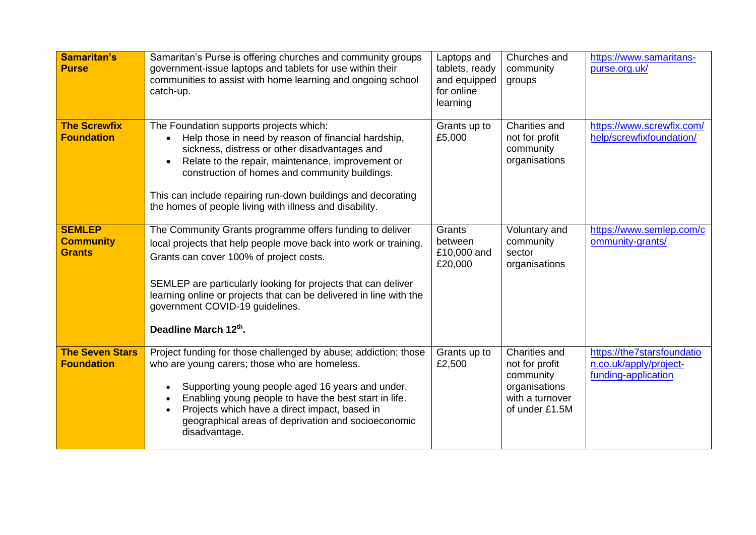| **Samaritan's Purse** | Samaritan's Purse is offering churches and community groups government-issue laptops and tablets for use within their communities to assist with home learning and ongoing school catch-up. | Laptops and tablets, ready and equipped for online learning | Churches and community groups | https://www.samaritans-purse.org.uk/ |
|---|---|---|---|---|
| **The Screwfix Foundation** | The Foundation supports projects which:<br>• Help those in need by reason of financial hardship, sickness, distress or other disadvantages and<br>• Relate to the repair, maintenance, improvement or construction of homes and community buildings.<br><br>This can include repairing run-down buildings and decorating the homes of people living with illness and disability. | Grants up to £5,000 | Charities and not for profit community organisations | https://www.screwfix.com/help/screwfixfoundation/ |
| **SEMLEP Community Grants** | The Community Grants programme offers funding to deliver local projects that help people move back into work or training. Grants can cover 100% of project costs.<br><br>SEMLEP are particularly looking for projects that can deliver learning online or projects that can be delivered in line with the government COVID-19 guidelines.<br><br>**Deadline March 12th.** | Grants between £10,000 and £20,000 | Voluntary and community sector organisations | https://www.semlep.com/community-grants/ |
| **The Seven Stars Foundation** | Project funding for those challenged by abuse; addiction; those who are young carers; those who are homeless.<br>• Supporting young people aged 16 years and under.<br>• Enabling young people to have the best start in life.<br>• Projects which have a direct impact, based in geographical areas of deprivation and socioeconomic disadvantage. | Grants up to £2,500 | Charities and not for profit community organisations with a turnover of under £1.5M | https://the7starsfoundation.co.uk/apply/project-funding-application |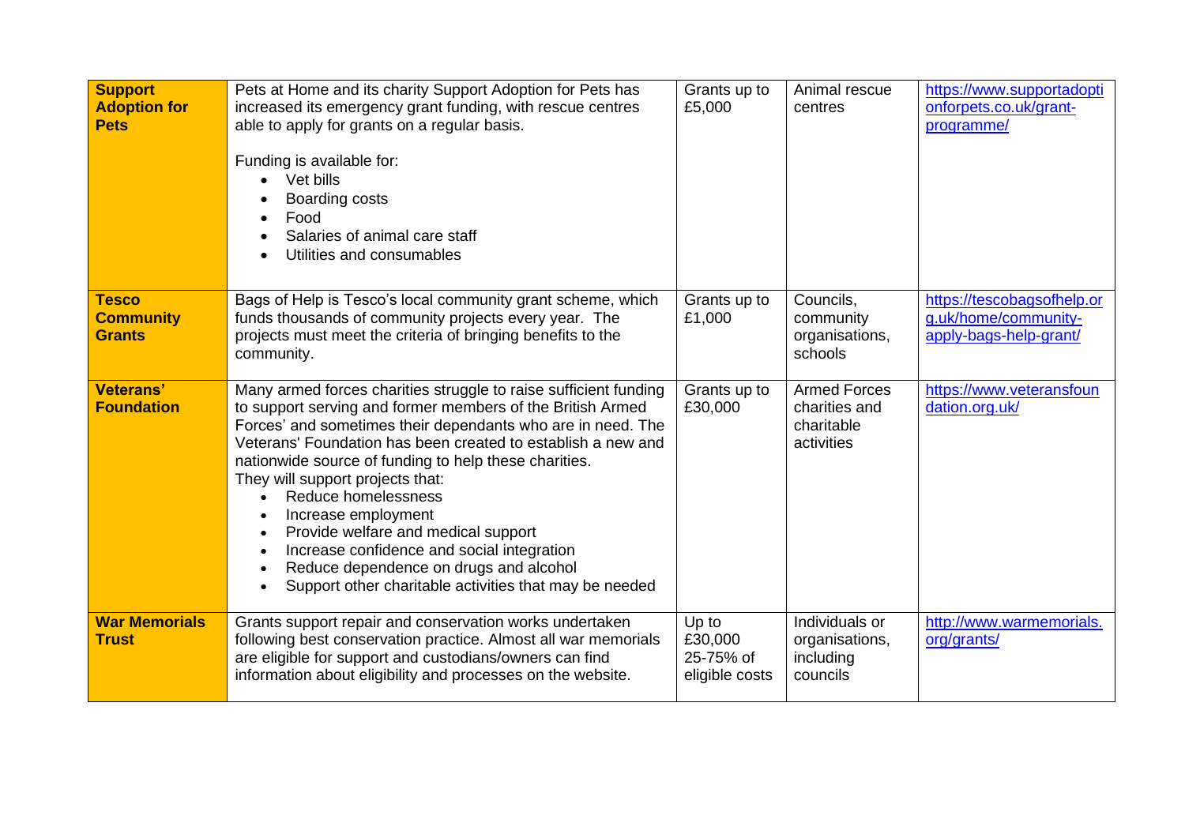| | | | | |
|---|---|---|---|---|
| **Support Adoption for Pets** | Pets at Home and its charity Support Adoption for Pets has increased its emergency grant funding, with rescue centres able to apply for grants on a regular basis.<br><br>Funding is available for:<br>• Vet bills<br>• Boarding costs<br>• Food<br>• Salaries of animal care staff<br>• Utilities and consumables | Grants up to £5,000 | Animal rescue centres | https://www.supportadoptionforpets.co.uk/grant-programme/ |
| **Tesco Community Grants** | Bags of Help is Tesco's local community grant scheme, which funds thousands of community projects every year. The projects must meet the criteria of bringing benefits to the community. | Grants up to £1,000 | Councils, community organisations, schools | https://tescobagsofhelp.org.uk/home/community-apply-bags-help-grant/ |
| **Veterans' Foundation** | Many armed forces charities struggle to raise sufficient funding to support serving and former members of the British Armed Forces' and sometimes their dependants who are in need. The Veterans' Foundation has been created to establish a new and nationwide source of funding to help these charities.<br>They will support projects that:<br>• Reduce homelessness<br>• Increase employment<br>• Provide welfare and medical support<br>• Increase confidence and social integration<br>• Reduce dependence on drugs and alcohol<br>• Support other charitable activities that may be needed | Grants up to £30,000 | Armed Forces charities and charitable activities | https://www.veteransfoundation.org.uk/ |
| **War Memorials Trust** | Grants support repair and conservation works undertaken following best conservation practice. Almost all war memorials are eligible for support and custodians/owners can find information about eligibility and processes on the website. | Up to £30,000 25-75% of eligible costs | Individuals or organisations, including councils | http://www.warmemorials.org/grants/ |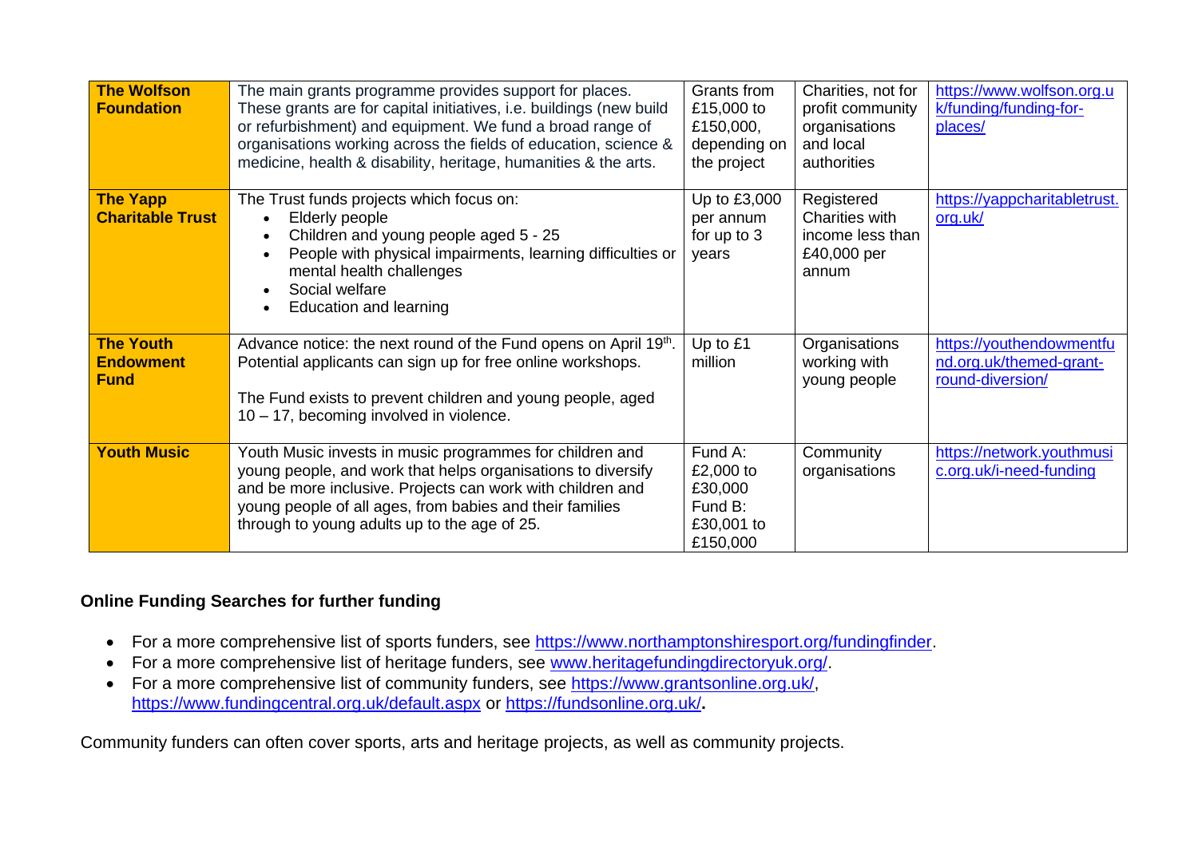| **The Wolfson Foundation** | The main grants programme provides support for places. These grants are for capital initiatives, i.e. buildings (new build or refurbishment) and equipment. We fund a broad range of organisations working across the fields of education, science & medicine, health & disability, heritage, humanities & the arts. | Grants from £15,000 to £150,000, depending on the project | Charities, not for profit community organisations and local authorities | https://www.wolfson.org.uk/funding/funding-for-places/ |
|---|---|---|---|---|
| **The Yapp Charitable Trust** | The Trust funds projects which focus on: <br>• Elderly people <br>• Children and young people aged 5 - 25 <br>• People with physical impairments, learning difficulties or mental health challenges <br>• Social welfare <br>• Education and learning | Up to £3,000 per annum for up to 3 years | Registered Charities with income less than £40,000 per annum | https://yappcharitabletrust.org.uk/ |
| **The Youth Endowment Fund** | Advance notice: the next round of the Fund opens on April 19th. Potential applicants can sign up for free online workshops. <br><br>The Fund exists to prevent children and young people, aged 10 – 17, becoming involved in violence. | Up to £1 million | Organisations working with young people | https://youthendowmentfund.org.uk/themed-grant-round-diversion/ |
| **Youth Music** | Youth Music invests in music programmes for children and young people, and work that helps organisations to diversify and be more inclusive. Projects can work with children and young people of all ages, from babies and their families through to young adults up to the age of 25. | Fund A: £2,000 to £30,000 <br>Fund B: £30,001 to £150,000 | Community organisations | https://network.youthmusic.org.uk/i-need-funding |

**Online Funding Searches for further funding**

- For a more comprehensive list of sports funders, see https://www.northamptonshiresport.org/fundingfinder.
- For a more comprehensive list of heritage funders, see www.heritagefundingdirectoryuk.org/.
- For a more comprehensive list of community funders, see https://www.grantsonline.org.uk/, https://www.fundingcentral.org.uk/default.aspx or https://fundsonline.org.uk/**.**

Community funders can often cover sports, arts and heritage projects, as well as community projects.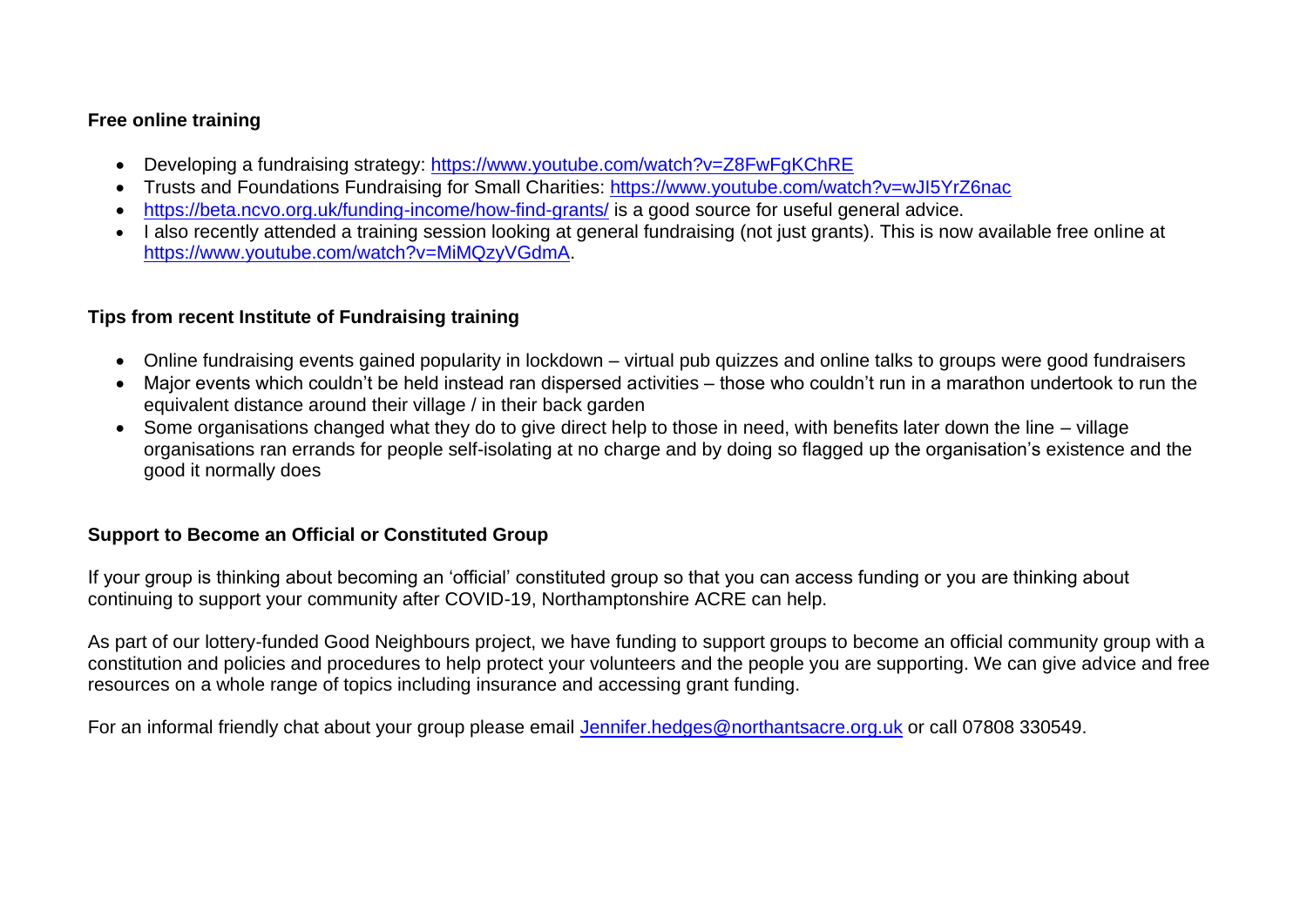**Free online training**

- Developing a fundraising strategy: https://www.youtube.com/watch?v=Z8FwFgKChRE
- Trusts and Foundations Fundraising for Small Charities: https://www.youtube.com/watch?v=wJI5YrZ6nac
- https://beta.ncvo.org.uk/funding-income/how-find-grants/ is a good source for useful general advice.
- I also recently attended a training session looking at general fundraising (not just grants). This is now available free online at https://www.youtube.com/watch?v=MiMQzyVGdmA.

**Tips from recent Institute of Fundraising training**

- Online fundraising events gained popularity in lockdown – virtual pub quizzes and online talks to groups were good fundraisers
- Major events which couldn't be held instead ran dispersed activities – those who couldn't run in a marathon undertook to run the equivalent distance around their village / in their back garden
- Some organisations changed what they do to give direct help to those in need, with benefits later down the line – village organisations ran errands for people self-isolating at no charge and by doing so flagged up the organisation's existence and the good it normally does

**Support to Become an Official or Constituted Group**

If your group is thinking about becoming an 'official' constituted group so that you can access funding or you are thinking about continuing to support your community after COVID-19, Northamptonshire ACRE can help.

As part of our lottery-funded Good Neighbours project, we have funding to support groups to become an official community group with a constitution and policies and procedures to help protect your volunteers and the people you are supporting. We can give advice and free resources on a whole range of topics including insurance and accessing grant funding.

For an informal friendly chat about your group please email Jennifer.hedges@northantsacre.org.uk or call 07808 330549.